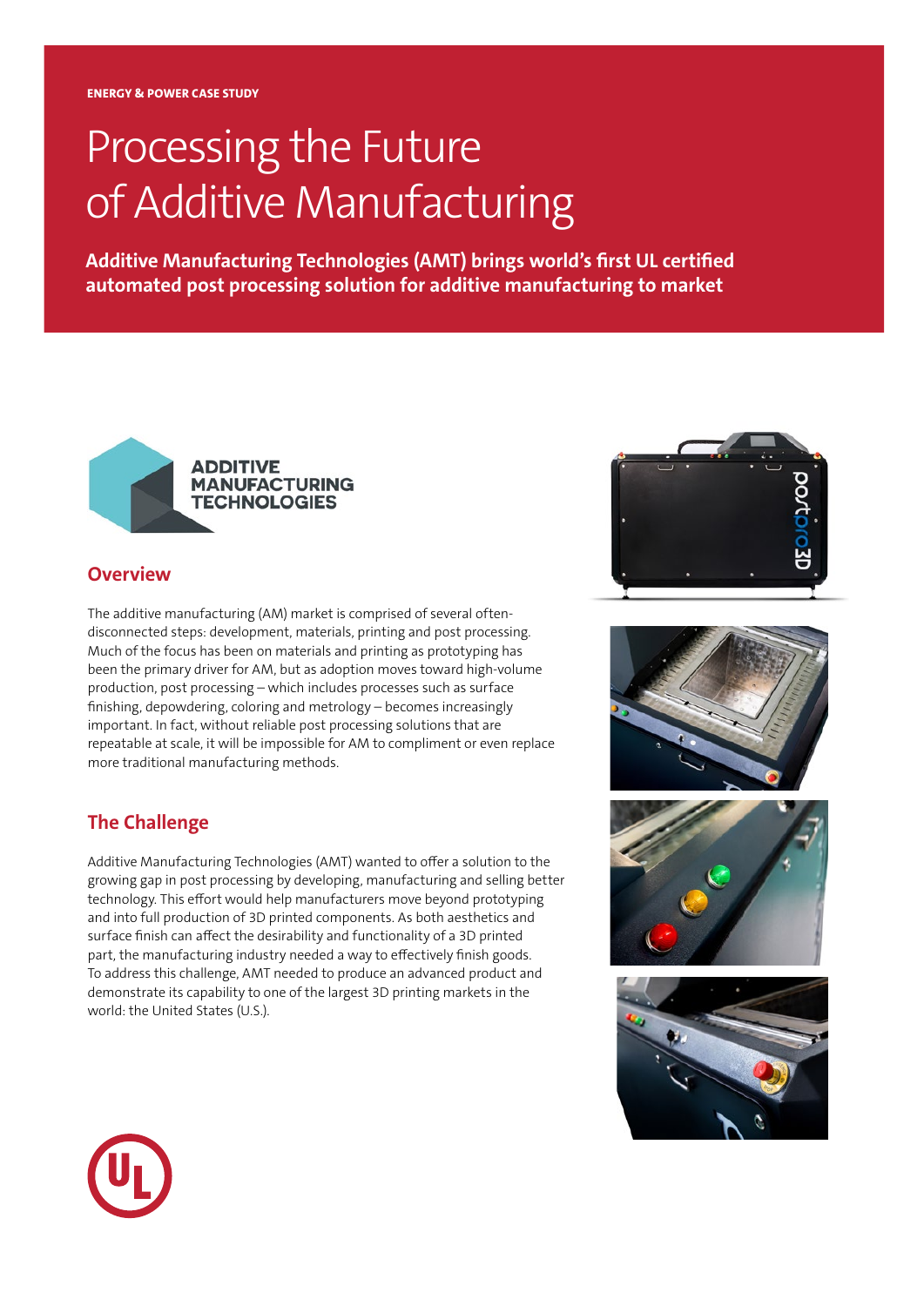ENERGY & POWER CASE STUDY

# Processing the Future of Additive Manufacturing

**Additive Manufacturing Technologies (AMT) brings world's first UL certified automated post processing solution for additive manufacturing to market**

## Overview

The additive manufacturing (AM) market is comprised of several often-disconnected steps: development, materials, printing and post processing. Much of the focus has been on materials and printing as prototyping has been the primary driver for AM, but as adoption moves toward high-volume production, post processing – which includes processes such as surface finishing, depowdering, coloring and metrology – becomes increasingly important. In fact, without reliable post processing solutions that are repeatable at scale, it will be impossible for AM to compliment or even replace more traditional manufacturing methods.

## The Challenge

Additive Manufacturing Technologies (AMT) wanted to offer a solution to the growing gap in post processing by developing, manufacturing and selling better technology. This effort would help manufacturers move beyond prototyping and into full production of 3D printed components. As both aesthetics and surface finish can affect the desirability and functionality of a 3D printed part, the manufacturing industry needed a way to effectively finish goods. To address this challenge, AMT needed to produce an advanced product and demonstrate its capability to one of the largest 3D printing markets in the world: the United States (U.S.).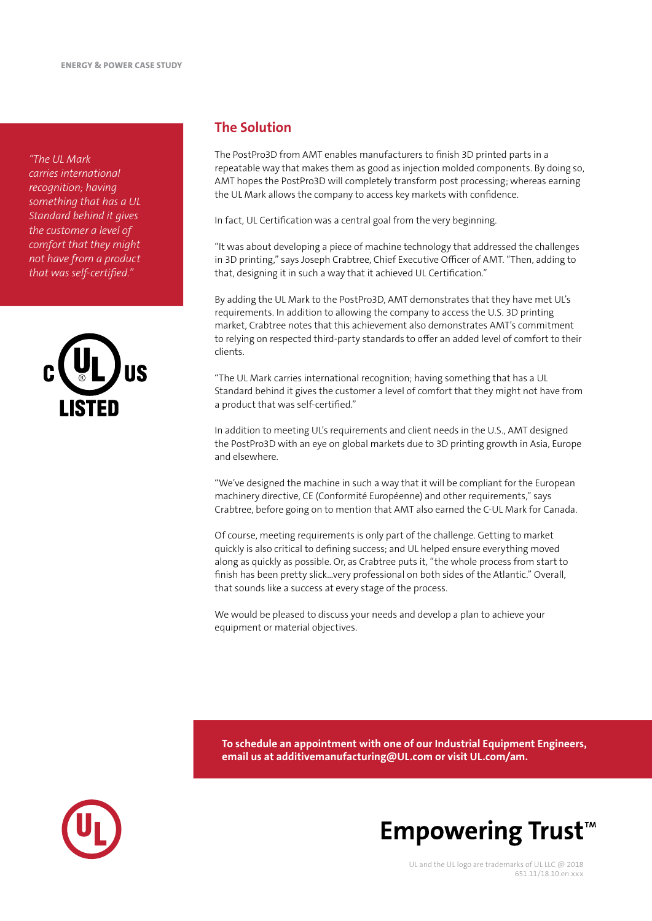*"The UL Mark carries international recognition; having something that has a UL Standard behind it gives the customer a level of comfort that they might not have from a product that was self-certified."*

## The Solution

The PostPro3D from AMT enables manufacturers to finish 3D printed parts in a repeatable way that makes them as good as injection molded components. By doing so, AMT hopes the PostPro3D will completely transform post processing; whereas earning the UL Mark allows the company to access key markets with confidence.

In fact, UL Certification was a central goal from the very beginning.

"It was about developing a piece of machine technology that addressed the challenges in 3D printing," says Joseph Crabtree, Chief Executive Officer of AMT. "Then, adding to that, designing it in such a way that it achieved UL Certification."

By adding the UL Mark to the PostPro3D, AMT demonstrates that they have met UL's requirements. In addition to allowing the company to access the U.S. 3D printing market, Crabtree notes that this achievement also demonstrates AMT's commitment to relying on respected third-party standards to offer an added level of comfort to their clients.

"The UL Mark carries international recognition; having something that has a UL Standard behind it gives the customer a level of comfort that they might not have from a product that was self-certified."

In addition to meeting UL's requirements and client needs in the U.S., AMT designed the PostPro3D with an eye on global markets due to 3D printing growth in Asia, Europe and elsewhere.

"We've designed the machine in such a way that it will be compliant for the European machinery directive, CE (Conformité Européenne) and other requirements," says Crabtree, before going on to mention that AMT also earned the C-UL Mark for Canada.

Of course, meeting requirements is only part of the challenge. Getting to market quickly is also critical to defining success; and UL helped ensure everything moved along as quickly as possible. Or, as Crabtree puts it, "the whole process from start to finish has been pretty slick...very professional on both sides of the Atlantic." Overall, that sounds like a success at every stage of the process.

We would be pleased to discuss your needs and develop a plan to achieve your equipment or material objectives.

**To schedule an appointment with one of our Industrial Equipment Engineers, email us at additivemanufacturing@UL.com or visit UL.com/am.**

**Empowering Trust™**

UL and the UL logo are trademarks of UL LLC @ 2018
651.11/18.10.en.xxx